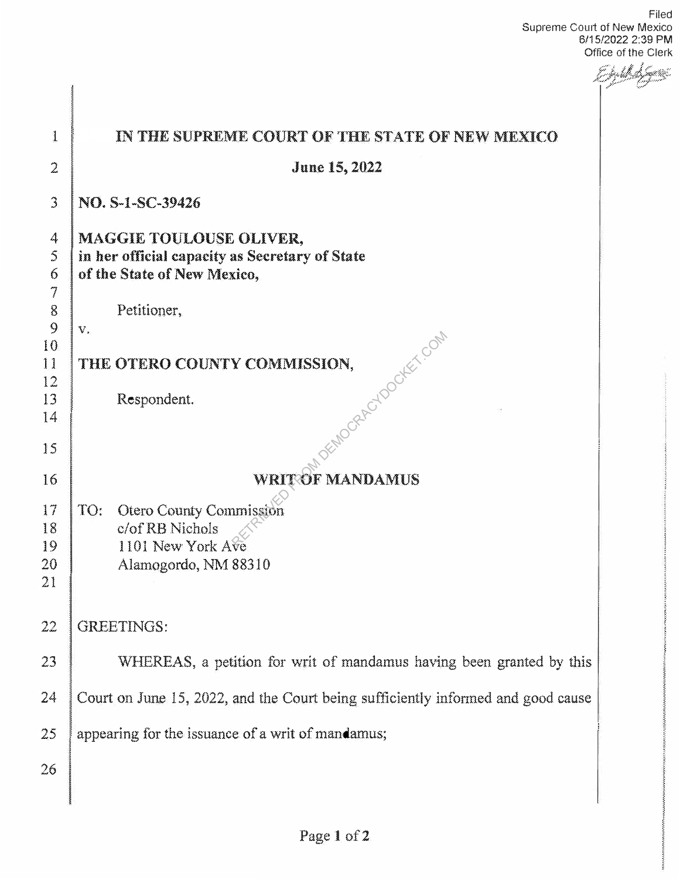Filed
Supreme Court of New Mexico
6/15/2022 2:39 PM
Office of the Clerk

# IN THE SUPREME COURT OF THE STATE OF NEW MEXICO

**June 15, 2022**

**NO. S-1-SC-39426**

**MAGGIE TOULOUSE OLIVER,**
**in her official capacity as Secretary of State**
**of the State of New Mexico,**

Petitioner,

v.

**THE OTERO COUNTY COMMISSION,**

Respondent.

## WRIT OF MANDAMUS

TO: Otero County Commission
c/of RB Nichols
1101 New York Ave
Alamogordo, NM 88310

GREETINGS:

WHEREAS, a petition for writ of mandamus having been granted by this Court on June 15, 2022, and the Court being sufficiently informed and good cause appearing for the issuance of a writ of mandamus;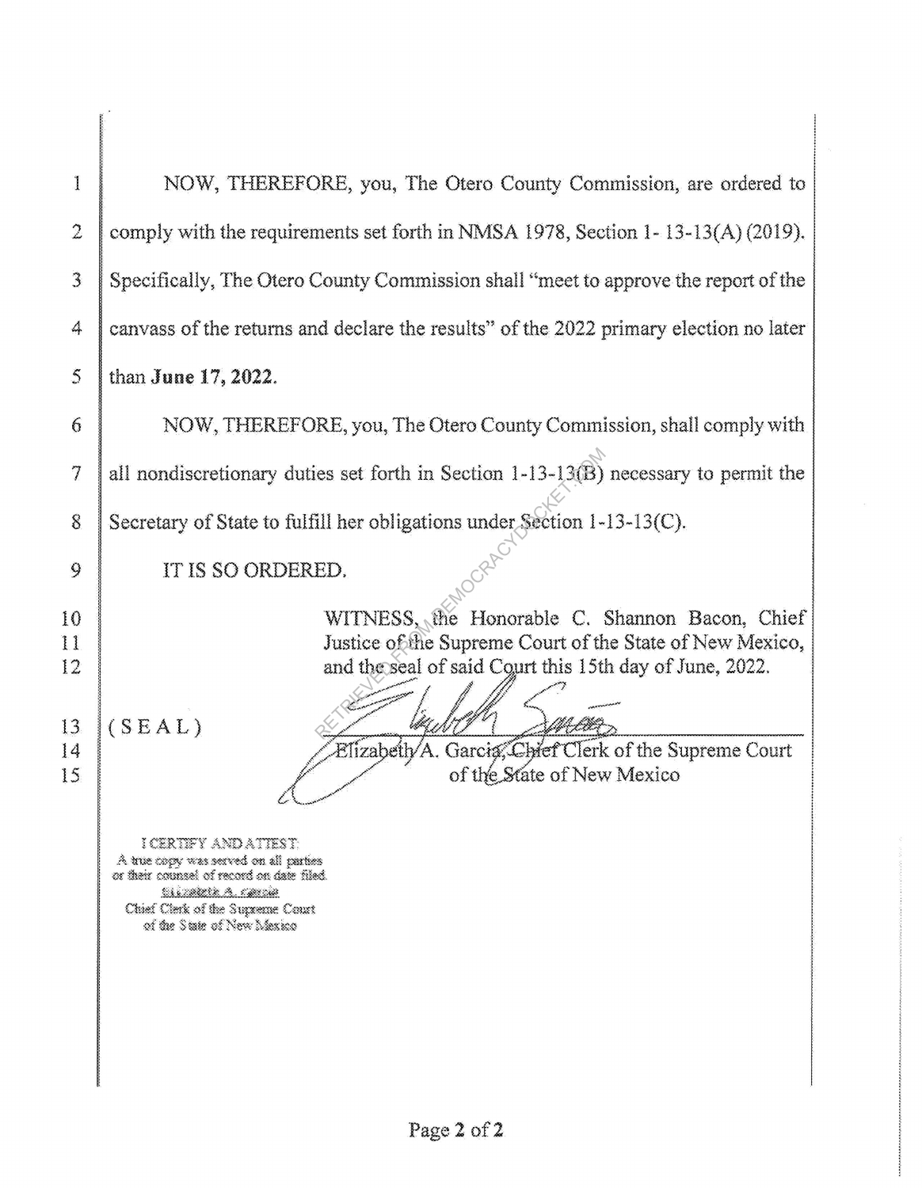NOW, THEREFORE, you, The Otero County Commission, are ordered to comply with the requirements set forth in NMSA 1978, Section 1- 13-13(A) (2019). Specifically, The Otero County Commission shall "meet to approve the report of the canvass of the returns and declare the results" of the 2022 primary election no later than **June 17, 2022**.

NOW, THEREFORE, you, The Otero County Commission, shall comply with all nondiscretionary duties set forth in Section 1-13-13(B) necessary to permit the Secretary of State to fulfill her obligations under Section 1-13-13(C).

IT IS SO ORDERED.

WITNESS, the Honorable C. Shannon Bacon, Chief Justice of the Supreme Court of the State of New Mexico, and the seal of said Court this 15th day of June, 2022.

(SEAL)

Elizabeth A. Garcia, Chief Clerk of the Supreme Court of the State of New Mexico

I CERTIFY AND ATTEST:
A true copy was served on all parties or their counsel of record on date filed.
Elizabeth A. Garcia
Chief Clerk of the Supreme Court of the State of New Mexico